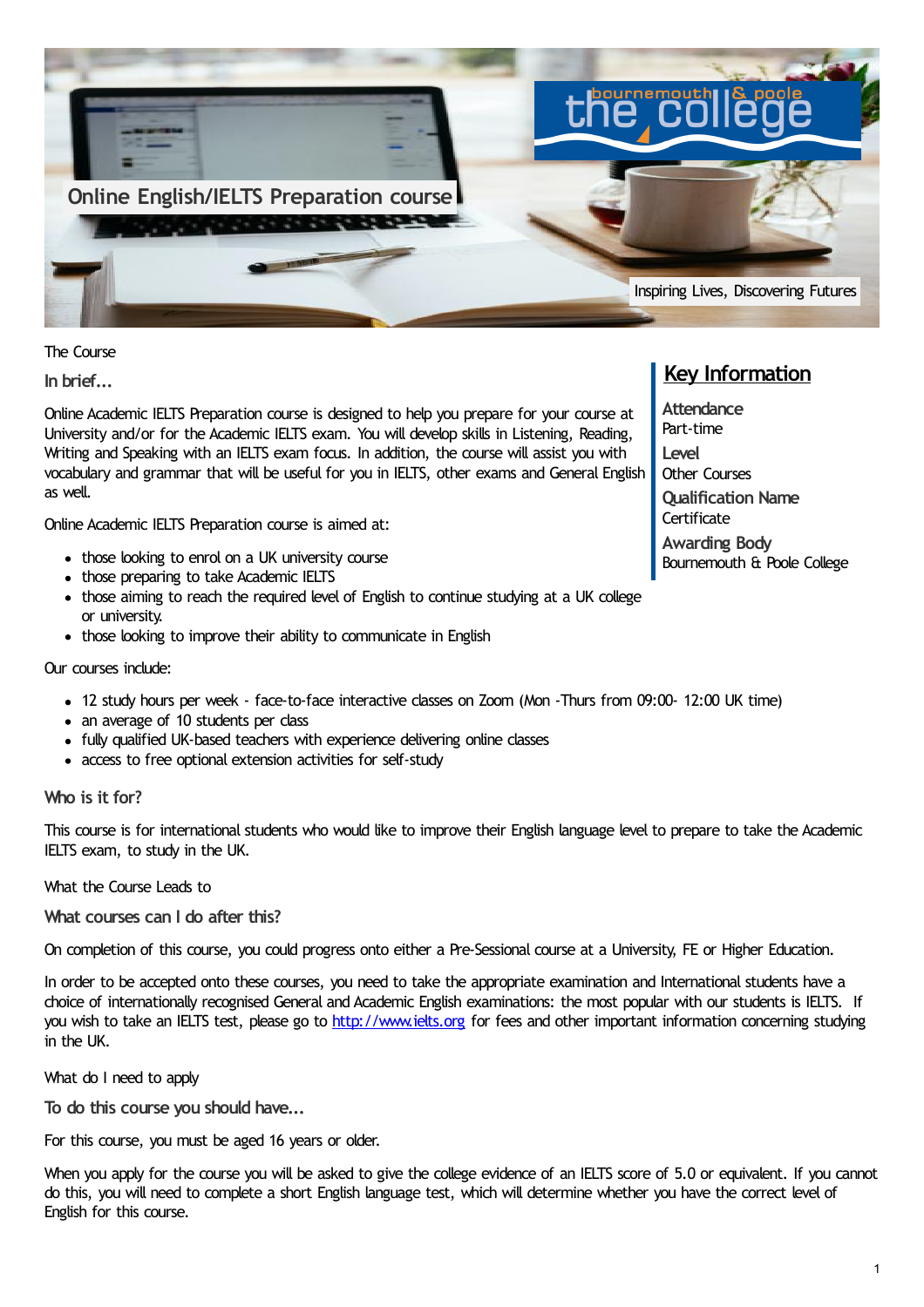# Online English/IELTS Preparation course

Inspiring Lives, Discovering Futures

## The Course

### In brief...

Online Academic IELTS Preparation course is designed to help you prepare for your course at University and/or for the Academic IELTS exam. You will develop skills in Listening, Reading, Writing and Speaking with an IELTS exam focus. In addition, the course will assist you with vocabulary and grammar that will be useful for you in IELTS, other exams and General English as well.

Online Academic IELTS Preparation course is aimed at:

- those looking to enrol on a UK university course
- those preparing to take Academic IELTS
- those aiming to reach the required level of English to continue studying at a UK college or university.
- those looking to improve their ability to communicate in English

Our courses include:

- 12 study hours per week - face-to-face interactive classes on Zoom (Mon -Thurs from 09:00- 12:00 UK time)
- an average of 10 students per class
- fully qualified UK-based teachers with experience delivering online classes
- access to free optional extension activities for self-study

## Key Information

**Attendance**
Part-time

**Level**
Other Courses

**Qualification Name**
Certificate

**Awarding Body**
Bournemouth & Poole College

### Who is it for?

This course is for international students who would like to improve their English language level to prepare to take the Academic IELTS exam, to study in the UK.

## What the Course Leads to

### What courses can I do after this?

On completion of this course, you could progress onto either a Pre-Sessional course at a University, FE or Higher Education.

In order to be accepted onto these courses, you need to take the appropriate examination and International students have a choice of internationally recognised General and Academic English examinations: the most popular with our students is IELTS. If you wish to take an IELTS test, please go to [http://www.ielts.org](http://www.ielts.org) for fees and other important information concerning studying in the UK.

## What do I need to apply

### To do this course you should have...

For this course, you must be aged 16 years or older.

When you apply for the course you will be asked to give the college evidence of an IELTS score of 5.0 or equivalent. If you cannot do this, you will need to complete a short English language test, which will determine whether you have the correct level of English for this course.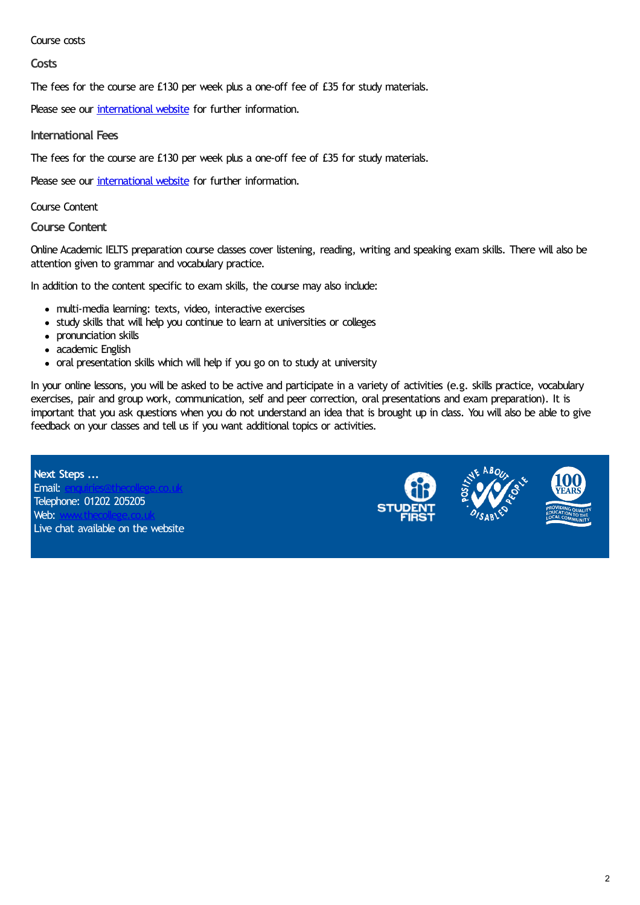Course costs

## Costs

The fees for the course are £130 per week plus a one-off fee of £35 for study materials.

Please see our international website for further information.

## International Fees

The fees for the course are £130 per week plus a one-off fee of £35 for study materials.

Please see our international website for further information.

Course Content

## Course Content

Online Academic IELTS preparation course classes cover listening, reading, writing and speaking exam skills. There will also be attention given to grammar and vocabulary practice.

In addition to the content specific to exam skills, the course may also include:

- multi-media learning: texts, video, interactive exercises
- study skills that will help you continue to learn at universities or colleges
- pronunciation skills
- academic English
- oral presentation skills which will help if you go on to study at university

In your online lessons, you will be asked to be active and participate in a variety of activities (e.g. skills practice, vocabulary exercises, pair and group work, communication, self and peer correction, oral presentations and exam preparation). It is important that you ask questions when you do not understand an idea that is brought up in class. You will also be able to give feedback on your classes and tell us if you want additional topics or activities.

**Next Steps ...**
Email: enquiries@thecollege.co.uk
Telephone: 01202 205205
Web: www.thecollege.co.uk
Live chat available on the website

STUDENT FIRST

POSITIVE ABOUT DISABLED PEOPLE

100 YEARS PROVIDING QUALITY EDUCATION TO THE LOCAL COMMUNITY